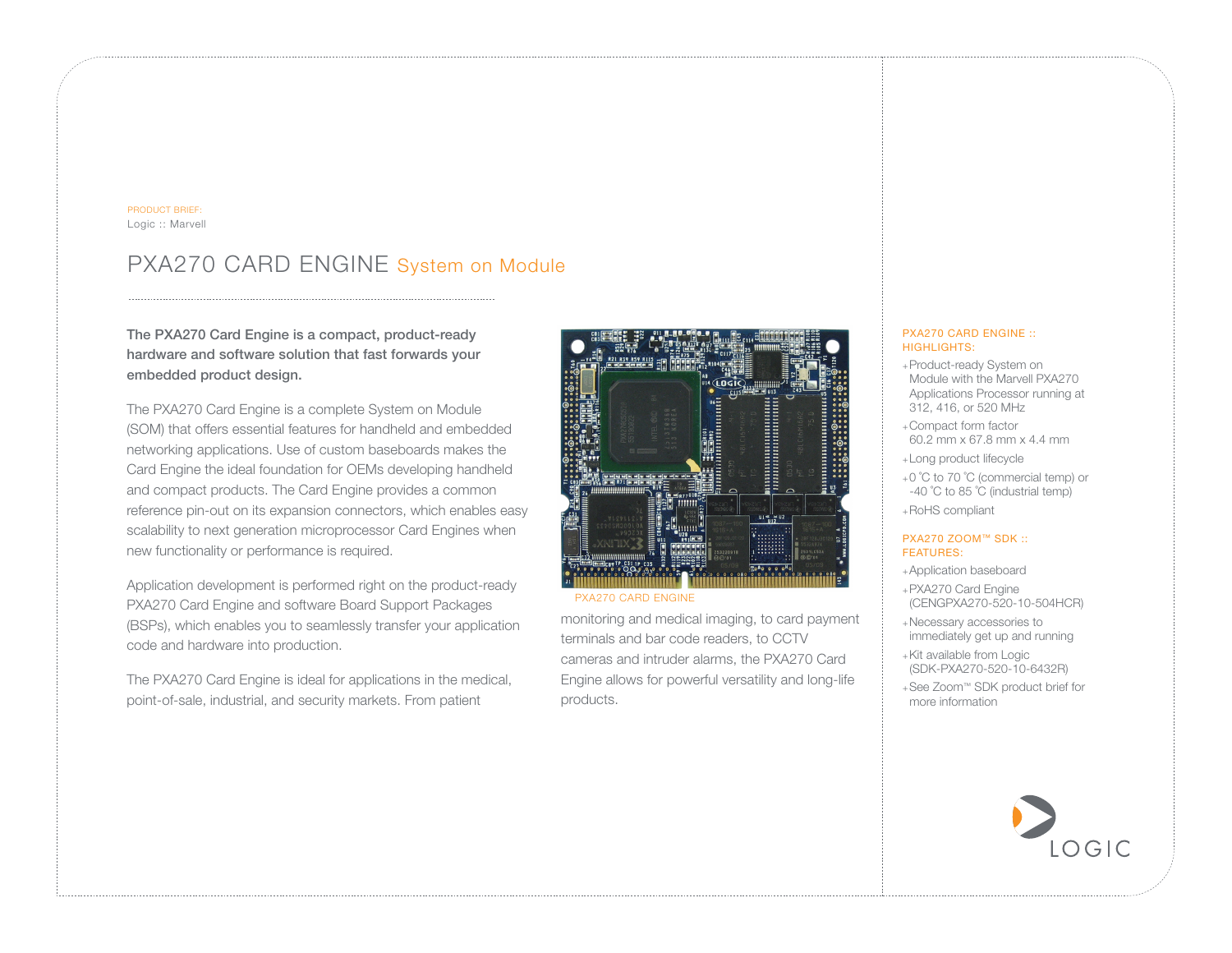PRODUCT BRIEF:
Logic :: Marvell

# PXA270 CARD ENGINE System on Module

**The PXA270 Card Engine is a compact, product-ready hardware and software solution that fast forwards your embedded product design.**

The PXA270 Card Engine is a complete System on Module (SOM) that offers essential features for handheld and embedded networking applications. Use of custom baseboards makes the Card Engine the ideal foundation for OEMs developing handheld and compact products. The Card Engine provides a common reference pin-out on its expansion connectors, which enables easy scalability to next generation microprocessor Card Engines when new functionality or performance is required.

Application development is performed right on the product-ready PXA270 Card Engine and software Board Support Packages (BSPs), which enables you to seamlessly transfer your application code and hardware into production.

The PXA270 Card Engine is ideal for applications in the medical, point-of-sale, industrial, and security markets. From patient monitoring and medical imaging, to card payment terminals and bar code readers, to CCTV cameras and intruder alarms, the PXA270 Card Engine allows for powerful versatility and long-life products.

PXA270 CARD ENGINE

## PXA270 CARD ENGINE :: HIGHLIGHTS:

- Product-ready System on Module with the Marvell PXA270 Applications Processor running at 312, 416, or 520 MHz
- Compact form factor 60.2 mm x 67.8 mm x 4.4 mm
- Long product lifecycle
- 0 ˚C to 70 ˚C (commercial temp) or -40 ˚C to 85 ˚C (industrial temp)
- RoHS compliant

## PXA270 ZOOM™ SDK :: FEATURES:

- Application baseboard
- PXA270 Card Engine (CENGPXA270-520-10-504HCR)
- Necessary accessories to immediately get up and running
- Kit available from Logic (SDK-PXA270-520-10-6432R)
- See Zoom™ SDK product brief for more information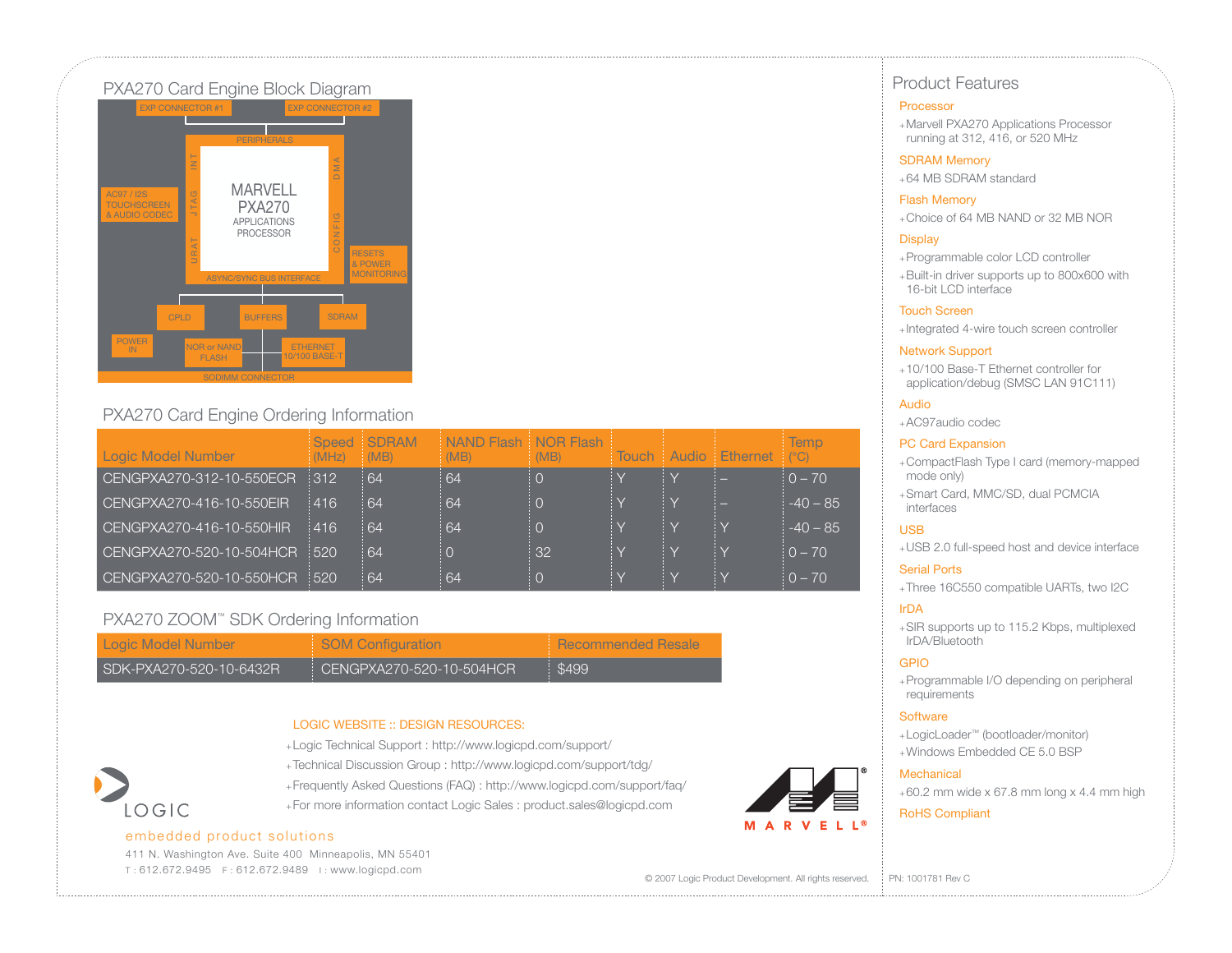## PXA270 Card Engine Block Diagram

EXP CONNECTOR #1
EXP CONNECTOR #2
PERIPHERALS
INT
JTAG
URAT
DMA
CONFIG
MARVELL PXA270 APPLICATIONS PROCESSOR
AC97 / I2S TOUCHSCREEN & AUDIO CODEC
RESETS & POWER MONITORING
ASYNC/SYNC BUS INTERFACE
CPLD
BUFFERS
SDRAM
POWER IN
NOR or NAND FLASH
ETHERNET 10/100 BASE-T
SODIMM CONNECTOR

## PXA270 Card Engine Ordering Information

| Logic Model Number | Speed (MHz) | SDRAM (MB) | NAND Flash (MB) | NOR Flash (MB) | Touch | Audio | Ethernet | Temp (°C) |
|---|---|---|---|---|---|---|---|---|
| CENGPXA270-312-10-550ECR | 312 | 64 | 64 | 0 | Y | Y | – | 0 – 70 |
| CENGPXA270-416-10-550EIR | 416 | 64 | 64 | 0 | Y | Y | – | -40 – 85 |
| CENGPXA270-416-10-550HIR | 416 | 64 | 64 | 0 | Y | Y | Y | -40 – 85 |
| CENGPXA270-520-10-504HCR | 520 | 64 | 0 | 32 | Y | Y | Y | 0 – 70 |
| CENGPXA270-520-10-550HCR | 520 | 64 | 64 | 0 | Y | Y | Y | 0 – 70 |

## PXA270 ZOOM™ SDK Ordering Information

| Logic Model Number | SOM Configuration | Recommended Resale |
|---|---|---|
| SDK-PXA270-520-10-6432R | CENGPXA270-520-10-504HCR | $499 |

LOGIC WEBSITE :: DESIGN RESOURCES:

+ Logic Technical Support : http://www.logicpd.com/support/
+ Technical Discussion Group : http://www.logicpd.com/support/tdg/
+ Frequently Asked Questions (FAQ) : http://www.logicpd.com/support/faq/
+ For more information contact Logic Sales : product.sales@logicpd.com

LOGIC
embedded product solutions
411 N. Washington Ave. Suite 400 Minneapolis, MN 55401
T : 612.672.9495 F : 612.672.9489 I : www.logicpd.com

MARVELL®

© 2007 Logic Product Development. All rights reserved.

## Product Features

### Processor
+ Marvell PXA270 Applications Processor running at 312, 416, or 520 MHz

### SDRAM Memory
+ 64 MB SDRAM standard

### Flash Memory
+ Choice of 64 MB NAND or 32 MB NOR

### Display
+ Programmable color LCD controller
+ Built-in driver supports up to 800x600 with 16-bit LCD interface

### Touch Screen
+ Integrated 4-wire touch screen controller

### Network Support
+ 10/100 Base-T Ethernet controller for application/debug (SMSC LAN 91C111)

### Audio
+ AC97audio codec

### PC Card Expansion
+ CompactFlash Type I card (memory-mapped mode only)
+ Smart Card, MMC/SD, dual PCMCIA interfaces

### USB
+ USB 2.0 full-speed host and device interface

### Serial Ports
+ Three 16C550 compatible UARTs, two I2C

### IrDA
+ SIR supports up to 115.2 Kbps, multiplexed IrDA/Bluetooth

### GPIO
+ Programmable I/O depending on peripheral requirements

### Software
+ LogicLoader™ (bootloader/monitor)
+ Windows Embedded CE 5.0 BSP

### Mechanical
+ 60.2 mm wide x 67.8 mm long x 4.4 mm high

### RoHS Compliant

PN: 1001781 Rev C